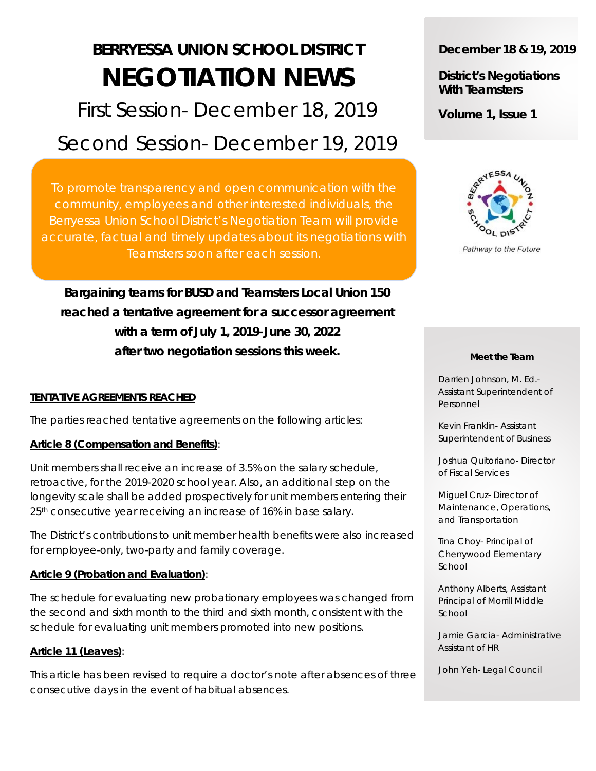# BERRYESSA UNION SCHOOL DISTRICT

# NEGOTIATION NEWS

## First Session- December 18, 2019

## Second Session- December 19, 2019

To promote transparency and open communication with the community, employees and other interested individuals, the Berryessa Union School District's Negotiation Team will provide accurate, factual and timely updates about its negotiations with Teamsters soon after each session.

**Bargaining teams for BUSD and Teamsters Local Union 150 reached a tentative agreement for a successor agreement with a term of July 1, 2019-June 30, 2022 after two negotiation sessions this week.**

**TENTATIVE AGREEMENTS REACHED**

The parties reached tentative agreements on the following articles:

**Article 8 (Compensation and Benefits)**:

Unit members shall receive an increase of 3.5% on the salary schedule, retroactive, for the 2019-2020 school year. Also, an additional step on the longevity scale shall be added prospectively for unit members entering their 25th consecutive year receiving an increase of 16% in base salary.

The District's contributions to unit member health benefits were also increased for employee-only, two-party and family coverage.

**Article 9 (Probation and Evaluation)**:

The schedule for evaluating new probationary employees was changed from the second and sixth month to the third and sixth month, consistent with the schedule for evaluating unit members promoted into new positions.

**Article 11 (Leaves)**:

This article has been revised to require a doctor's note after absences of three consecutive days in the event of habitual absences.

**December 18 & 19, 2019**

**District's Negotiations With Teamsters**

**Volume 1, Issue 1**

*Pathway to the Future*

**Meet the Team**

Darrien Johnson, M. Ed.- Assistant Superintendent of Personnel

Kevin Franklin- Assistant Superintendent of Business

Joshua Quitoriano- Director of Fiscal Services

Miguel Cruz- Director of Maintenance, Operations, and Transportation

Tina Choy- Principal of Cherrywood Elementary School

Anthony Alberts, Assistant Principal of Morrill Middle School

Jamie Garcia- Administrative Assistant of HR

John Yeh- Legal Council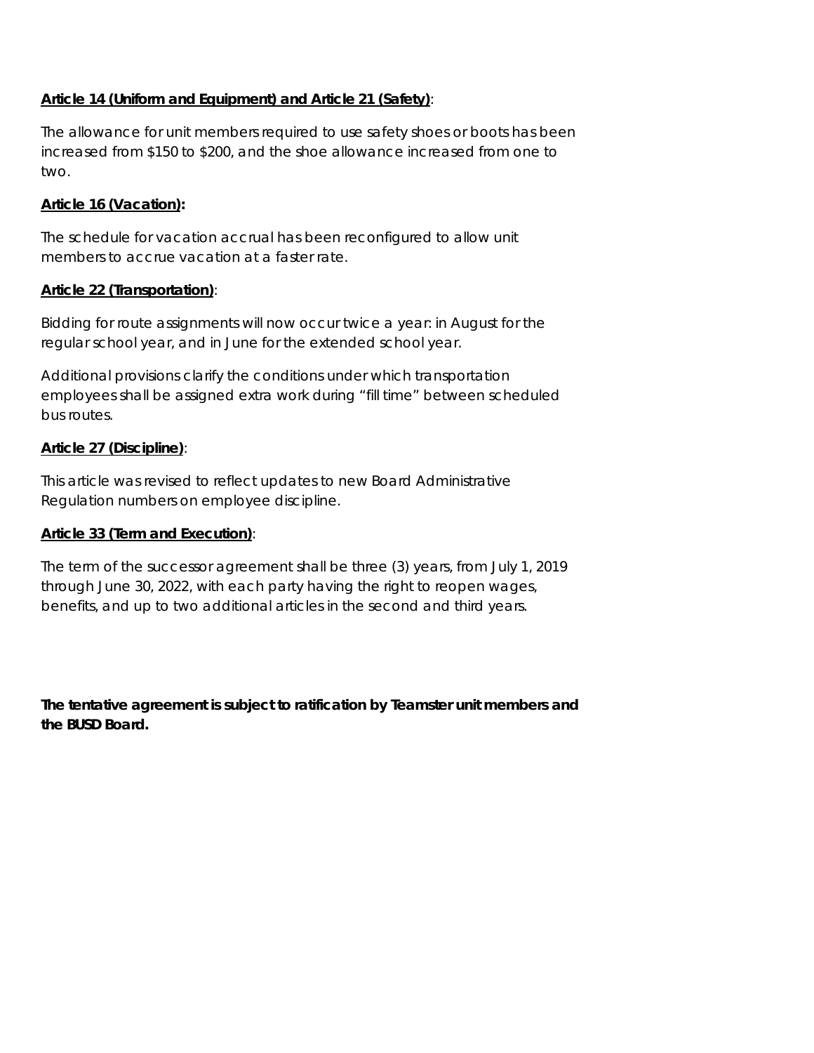**<u>Article 14 (Uniform and Equipment) and Article 21 (Safety)</u>**:

The allowance for unit members required to use safety shoes or boots has been increased from $150 to $200, and the shoe allowance increased from one to two.

**<u>Article 16 (Vacation)</u>:**

The schedule for vacation accrual has been reconfigured to allow unit members to accrue vacation at a faster rate.

**<u>Article 22 (Transportation)</u>**:

Bidding for route assignments will now occur twice a year: in August for the regular school year, and in June for the extended school year.

Additional provisions clarify the conditions under which transportation employees shall be assigned extra work during "fill time" between scheduled bus routes.

**<u>Article 27 (Discipline)</u>**:

This article was revised to reflect updates to new Board Administrative Regulation numbers on employee discipline.

**<u>Article 33 (Term and Execution)</u>**:

The term of the successor agreement shall be three (3) years, from July 1, 2019 through June 30, 2022, with each party having the right to reopen wages, benefits, and up to two additional articles in the second and third years.

**The tentative agreement is subject to ratification by Teamster unit members and the BUSD Board.**